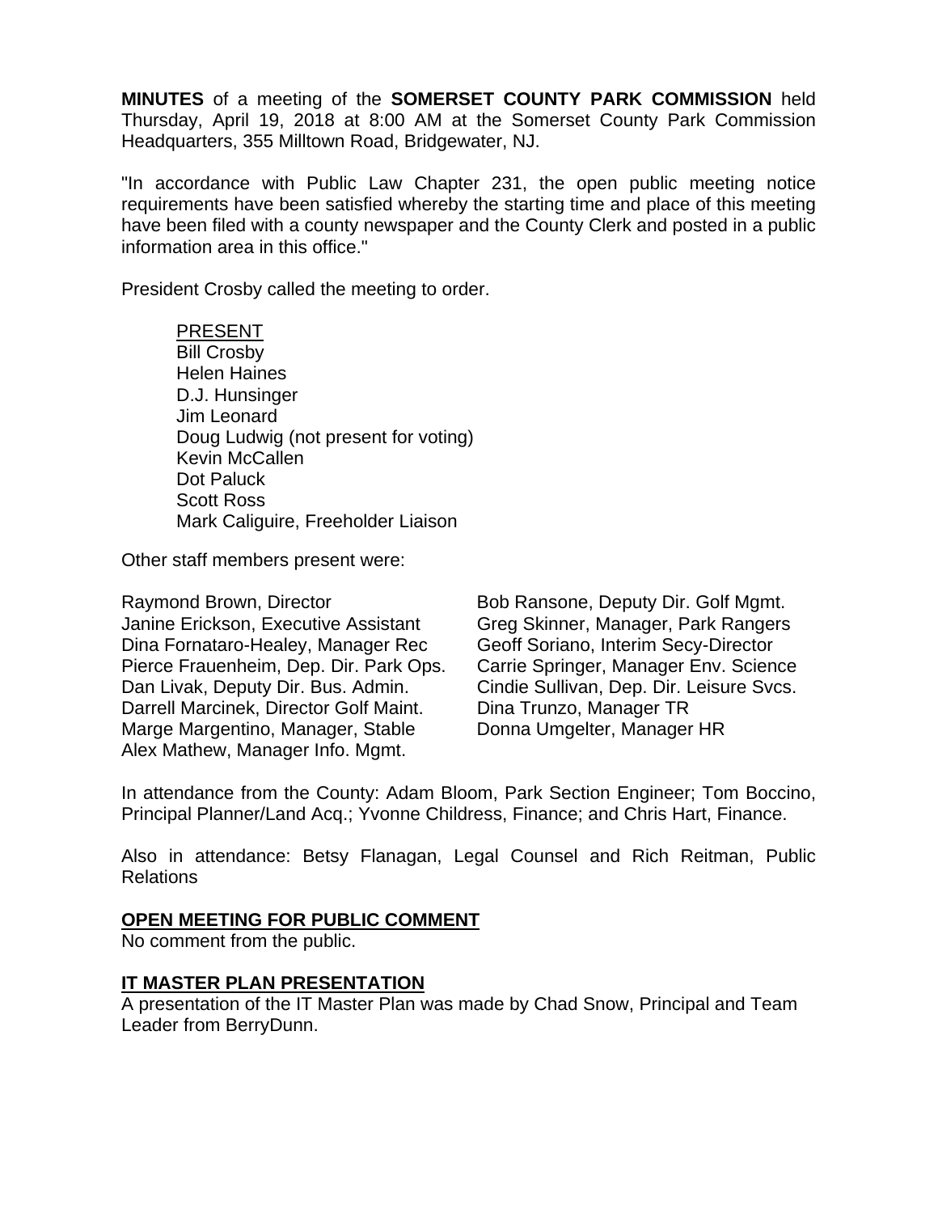**MINUTES** of a meeting of the **SOMERSET COUNTY PARK COMMISSION** held Thursday, April 19, 2018 at 8:00 AM at the Somerset County Park Commission Headquarters, 355 Milltown Road, Bridgewater, NJ.

"In accordance with Public Law Chapter 231, the open public meeting notice requirements have been satisfied whereby the starting time and place of this meeting have been filed with a county newspaper and the County Clerk and posted in a public information area in this office."

President Crosby called the meeting to order.

PRESENT
Bill Crosby
Helen Haines
D.J. Hunsinger
Jim Leonard
Doug Ludwig (not present for voting)
Kevin McCallen
Dot Paluck
Scott Ross
Mark Caliguire, Freeholder Liaison

Other staff members present were:

Raymond Brown, Director
Janine Erickson, Executive Assistant
Dina Fornataro-Healey, Manager Rec
Pierce Frauenheim, Dep. Dir. Park Ops.
Dan Livak, Deputy Dir. Bus. Admin.
Darrell Marcinek, Director Golf Maint.
Marge Margentino, Manager, Stable
Alex Mathew, Manager Info. Mgmt.
Bob Ransone, Deputy Dir. Golf Mgmt.
Greg Skinner, Manager, Park Rangers
Geoff Soriano, Interim Secy-Director
Carrie Springer, Manager Env. Science
Cindie Sullivan, Dep. Dir. Leisure Svcs.
Dina Trunzo, Manager TR
Donna Umgelter, Manager HR

In attendance from the County: Adam Bloom, Park Section Engineer; Tom Boccino, Principal Planner/Land Acq.; Yvonne Childress, Finance; and Chris Hart, Finance.

Also in attendance: Betsy Flanagan, Legal Counsel and Rich Reitman, Public Relations

**OPEN MEETING FOR PUBLIC COMMENT**
No comment from the public.

**IT MASTER PLAN PRESENTATION**
A presentation of the IT Master Plan was made by Chad Snow, Principal and Team Leader from BerryDunn.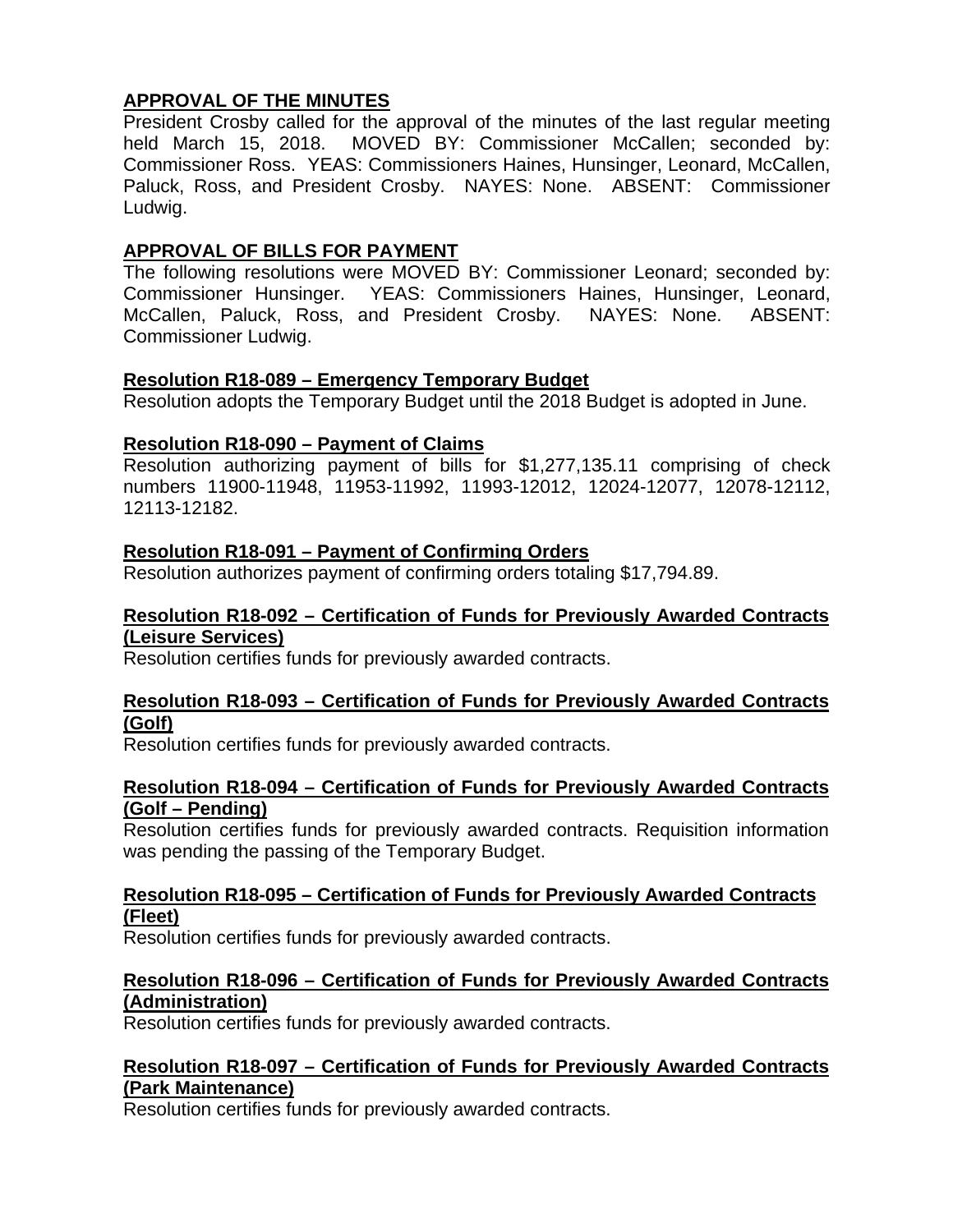**APPROVAL OF THE MINUTES**

President Crosby called for the approval of the minutes of the last regular meeting held March 15, 2018. MOVED BY: Commissioner McCallen; seconded by: Commissioner Ross. YEAS: Commissioners Haines, Hunsinger, Leonard, McCallen, Paluck, Ross, and President Crosby. NAYES: None. ABSENT: Commissioner Ludwig.

**APPROVAL OF BILLS FOR PAYMENT**

The following resolutions were MOVED BY: Commissioner Leonard; seconded by: Commissioner Hunsinger. YEAS: Commissioners Haines, Hunsinger, Leonard, McCallen, Paluck, Ross, and President Crosby. NAYES: None. ABSENT: Commissioner Ludwig.

**Resolution R18-089 – Emergency Temporary Budget**

Resolution adopts the Temporary Budget until the 2018 Budget is adopted in June.

**Resolution R18-090 – Payment of Claims**

Resolution authorizing payment of bills for $1,277,135.11 comprising of check numbers 11900-11948, 11953-11992, 11993-12012, 12024-12077, 12078-12112, 12113-12182.

**Resolution R18-091 – Payment of Confirming Orders**

Resolution authorizes payment of confirming orders totaling $17,794.89.

**Resolution R18-092 – Certification of Funds for Previously Awarded Contracts (Leisure Services)**

Resolution certifies funds for previously awarded contracts.

**Resolution R18-093 – Certification of Funds for Previously Awarded Contracts (Golf)**

Resolution certifies funds for previously awarded contracts.

**Resolution R18-094 – Certification of Funds for Previously Awarded Contracts (Golf – Pending)**

Resolution certifies funds for previously awarded contracts. Requisition information was pending the passing of the Temporary Budget.

**Resolution R18-095 – Certification of Funds for Previously Awarded Contracts (Fleet)**

Resolution certifies funds for previously awarded contracts.

**Resolution R18-096 – Certification of Funds for Previously Awarded Contracts (Administration)**

Resolution certifies funds for previously awarded contracts.

**Resolution R18-097 – Certification of Funds for Previously Awarded Contracts (Park Maintenance)**

Resolution certifies funds for previously awarded contracts.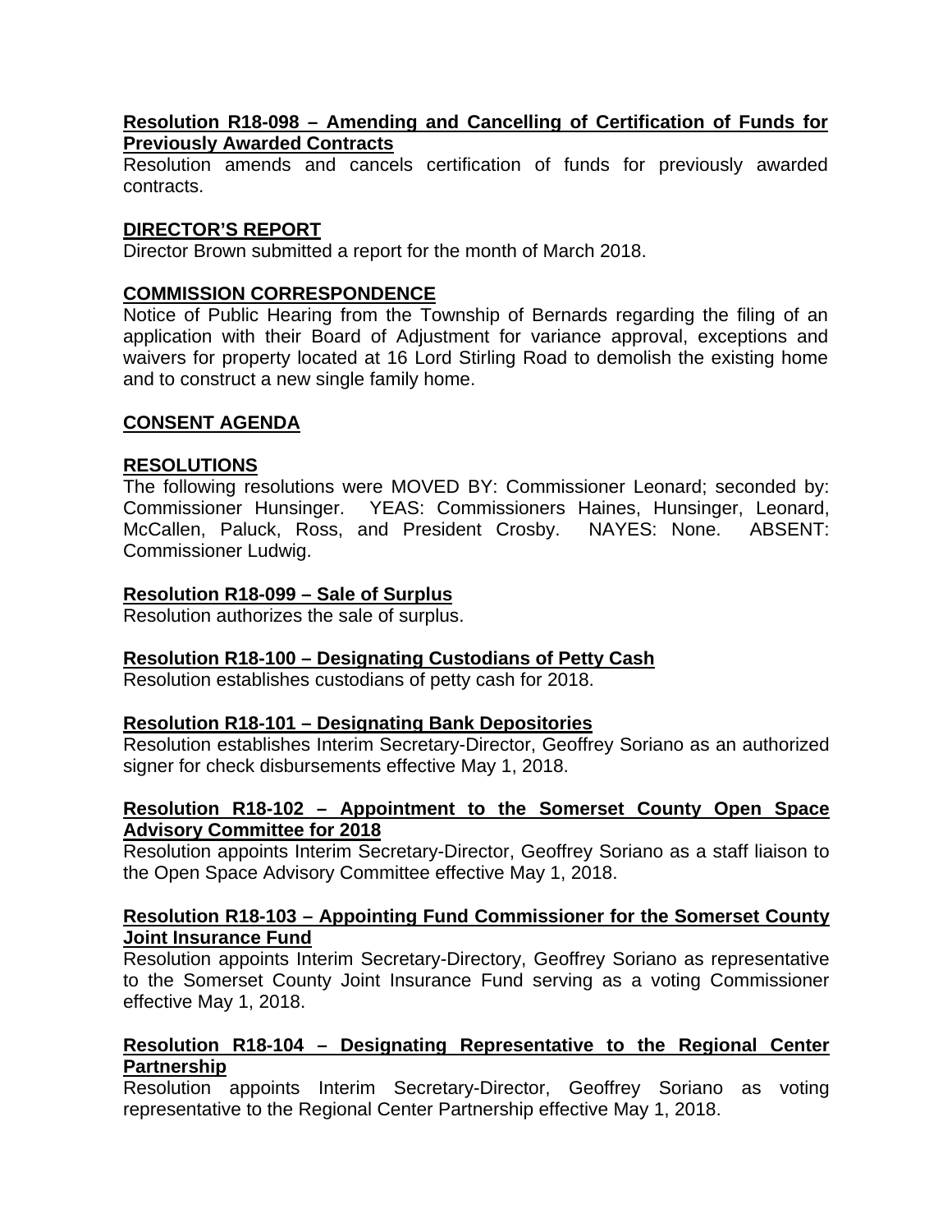**Resolution R18-098 – Amending and Cancelling of Certification of Funds for Previously Awarded Contracts**

Resolution amends and cancels certification of funds for previously awarded contracts.

**DIRECTOR'S REPORT**

Director Brown submitted a report for the month of March 2018.

**COMMISSION CORRESPONDENCE**

Notice of Public Hearing from the Township of Bernards regarding the filing of an application with their Board of Adjustment for variance approval, exceptions and waivers for property located at 16 Lord Stirling Road to demolish the existing home and to construct a new single family home.

**CONSENT AGENDA**

**RESOLUTIONS**

The following resolutions were MOVED BY: Commissioner Leonard; seconded by: Commissioner Hunsinger. YEAS: Commissioners Haines, Hunsinger, Leonard, McCallen, Paluck, Ross, and President Crosby. NAYES: None. ABSENT: Commissioner Ludwig.

**Resolution R18-099 – Sale of Surplus**

Resolution authorizes the sale of surplus.

**Resolution R18-100 – Designating Custodians of Petty Cash**

Resolution establishes custodians of petty cash for 2018.

**Resolution R18-101 – Designating Bank Depositories**

Resolution establishes Interim Secretary-Director, Geoffrey Soriano as an authorized signer for check disbursements effective May 1, 2018.

**Resolution R18-102 – Appointment to the Somerset County Open Space Advisory Committee for 2018**

Resolution appoints Interim Secretary-Director, Geoffrey Soriano as a staff liaison to the Open Space Advisory Committee effective May 1, 2018.

**Resolution R18-103 – Appointing Fund Commissioner for the Somerset County Joint Insurance Fund**

Resolution appoints Interim Secretary-Directory, Geoffrey Soriano as representative to the Somerset County Joint Insurance Fund serving as a voting Commissioner effective May 1, 2018.

**Resolution R18-104 – Designating Representative to the Regional Center Partnership**

Resolution appoints Interim Secretary-Director, Geoffrey Soriano as voting representative to the Regional Center Partnership effective May 1, 2018.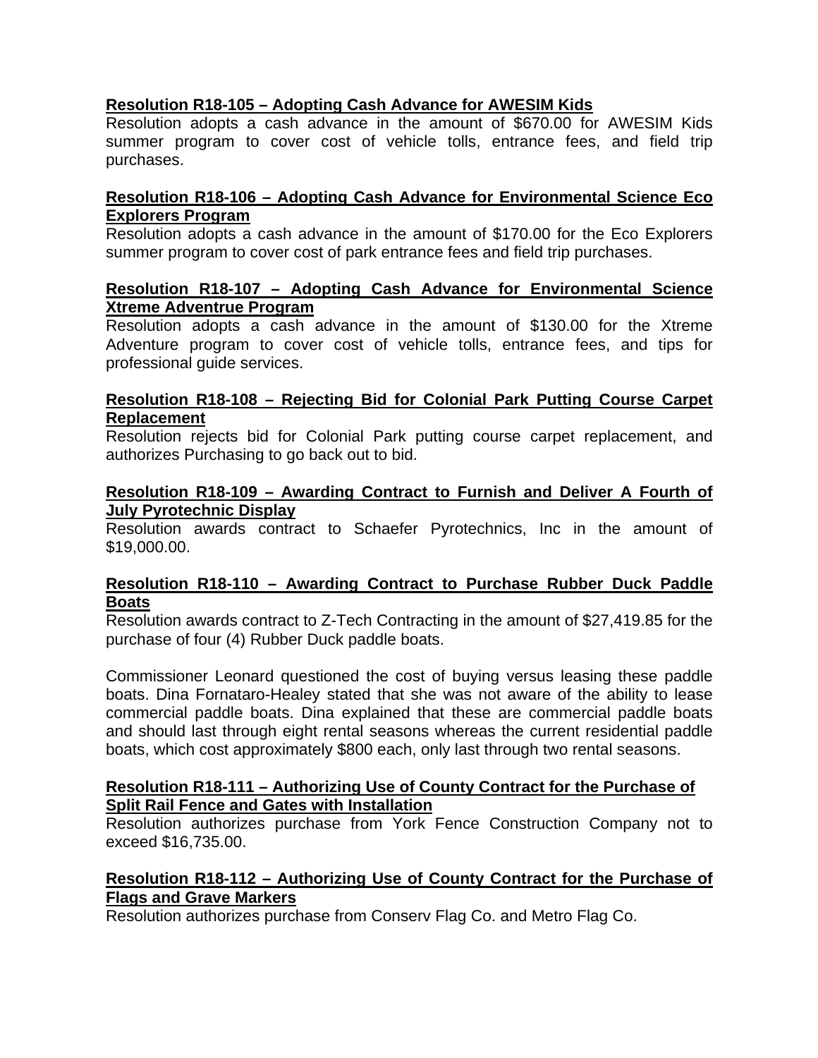**Resolution R18-105 – Adopting Cash Advance for AWESIM Kids**

Resolution adopts a cash advance in the amount of $670.00 for AWESIM Kids summer program to cover cost of vehicle tolls, entrance fees, and field trip purchases.

**Resolution R18-106 – Adopting Cash Advance for Environmental Science Eco Explorers Program**

Resolution adopts a cash advance in the amount of $170.00 for the Eco Explorers summer program to cover cost of park entrance fees and field trip purchases.

**Resolution R18-107 – Adopting Cash Advance for Environmental Science Xtreme Adventrue Program**

Resolution adopts a cash advance in the amount of $130.00 for the Xtreme Adventure program to cover cost of vehicle tolls, entrance fees, and tips for professional guide services.

**Resolution R18-108 – Rejecting Bid for Colonial Park Putting Course Carpet Replacement**

Resolution rejects bid for Colonial Park putting course carpet replacement, and authorizes Purchasing to go back out to bid.

**Resolution R18-109 – Awarding Contract to Furnish and Deliver A Fourth of July Pyrotechnic Display**

Resolution awards contract to Schaefer Pyrotechnics, Inc in the amount of $19,000.00.

**Resolution R18-110 – Awarding Contract to Purchase Rubber Duck Paddle Boats**

Resolution awards contract to Z-Tech Contracting in the amount of $27,419.85 for the purchase of four (4) Rubber Duck paddle boats.

Commissioner Leonard questioned the cost of buying versus leasing these paddle boats. Dina Fornataro-Healey stated that she was not aware of the ability to lease commercial paddle boats. Dina explained that these are commercial paddle boats and should last through eight rental seasons whereas the current residential paddle boats, which cost approximately $800 each, only last through two rental seasons.

**Resolution R18-111 – Authorizing Use of County Contract for the Purchase of Split Rail Fence and Gates with Installation**

Resolution authorizes purchase from York Fence Construction Company not to exceed $16,735.00.

**Resolution R18-112 – Authorizing Use of County Contract for the Purchase of Flags and Grave Markers**

Resolution authorizes purchase from Conserv Flag Co. and Metro Flag Co.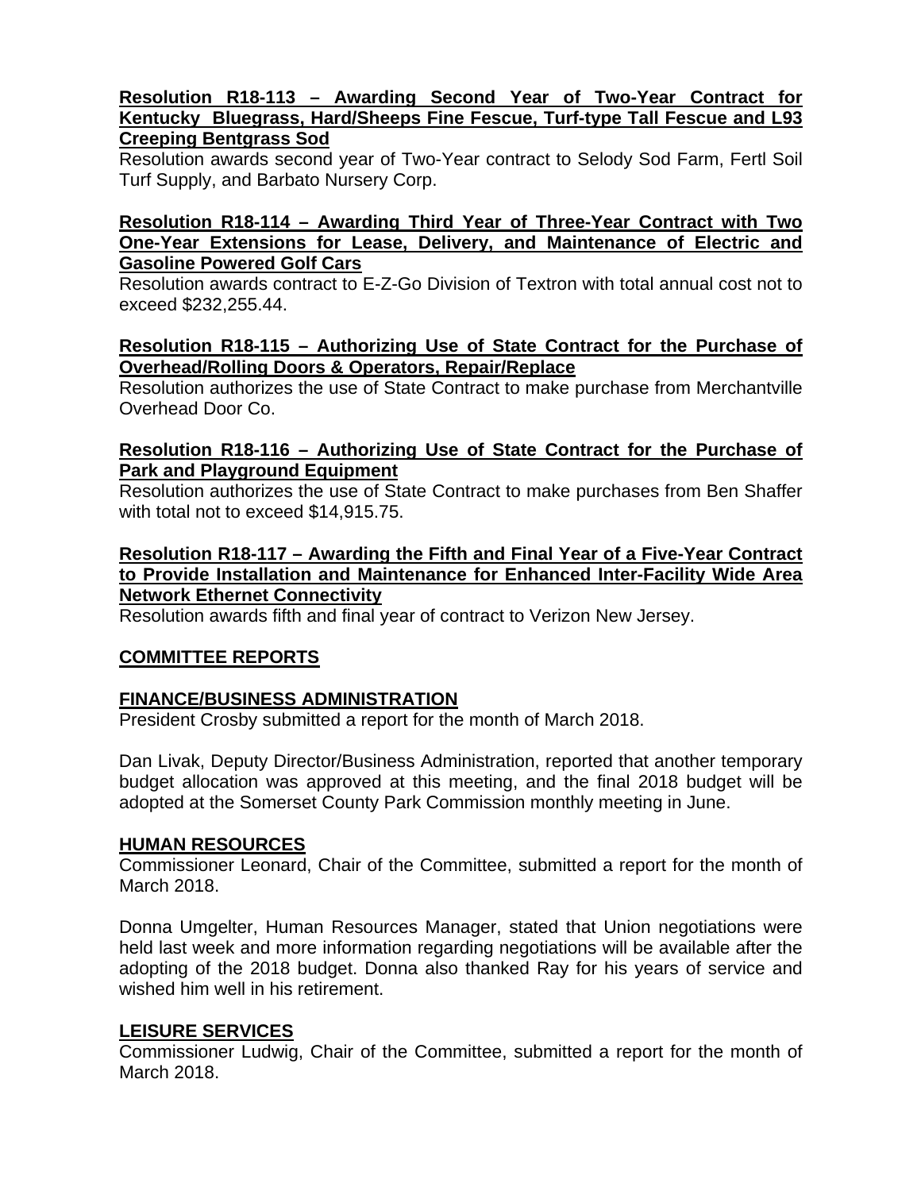**Resolution R18-113 – Awarding Second Year of Two-Year Contract for Kentucky Bluegrass, Hard/Sheeps Fine Fescue, Turf-type Tall Fescue and L93 Creeping Bentgrass Sod**

Resolution awards second year of Two-Year contract to Selody Sod Farm, Fertl Soil Turf Supply, and Barbato Nursery Corp.

**Resolution R18-114 – Awarding Third Year of Three-Year Contract with Two One-Year Extensions for Lease, Delivery, and Maintenance of Electric and Gasoline Powered Golf Cars**

Resolution awards contract to E-Z-Go Division of Textron with total annual cost not to exceed $232,255.44.

**Resolution R18-115 – Authorizing Use of State Contract for the Purchase of Overhead/Rolling Doors & Operators, Repair/Replace**

Resolution authorizes the use of State Contract to make purchase from Merchantville Overhead Door Co.

**Resolution R18-116 – Authorizing Use of State Contract for the Purchase of Park and Playground Equipment**

Resolution authorizes the use of State Contract to make purchases from Ben Shaffer with total not to exceed $14,915.75.

**Resolution R18-117 – Awarding the Fifth and Final Year of a Five-Year Contract to Provide Installation and Maintenance for Enhanced Inter-Facility Wide Area Network Ethernet Connectivity**

Resolution awards fifth and final year of contract to Verizon New Jersey.

## COMMITTEE REPORTS

### FINANCE/BUSINESS ADMINISTRATION

President Crosby submitted a report for the month of March 2018.

Dan Livak, Deputy Director/Business Administration, reported that another temporary budget allocation was approved at this meeting, and the final 2018 budget will be adopted at the Somerset County Park Commission monthly meeting in June.

### HUMAN RESOURCES

Commissioner Leonard, Chair of the Committee, submitted a report for the month of March 2018.

Donna Umgelter, Human Resources Manager, stated that Union negotiations were held last week and more information regarding negotiations will be available after the adopting of the 2018 budget. Donna also thanked Ray for his years of service and wished him well in his retirement.

### LEISURE SERVICES

Commissioner Ludwig, Chair of the Committee, submitted a report for the month of March 2018.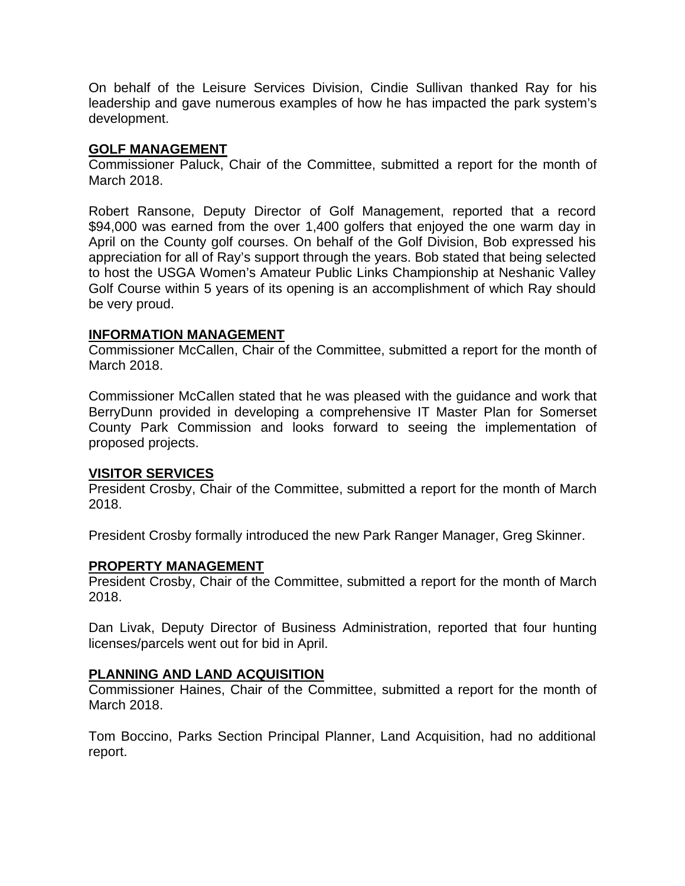On behalf of the Leisure Services Division, Cindie Sullivan thanked Ray for his leadership and gave numerous examples of how he has impacted the park system's development.

## GOLF MANAGEMENT

Commissioner Paluck, Chair of the Committee, submitted a report for the month of March 2018.

Robert Ransone, Deputy Director of Golf Management, reported that a record $94,000 was earned from the over 1,400 golfers that enjoyed the one warm day in April on the County golf courses. On behalf of the Golf Division, Bob expressed his appreciation for all of Ray's support through the years. Bob stated that being selected to host the USGA Women's Amateur Public Links Championship at Neshanic Valley Golf Course within 5 years of its opening is an accomplishment of which Ray should be very proud.

## INFORMATION MANAGEMENT

Commissioner McCallen, Chair of the Committee, submitted a report for the month of March 2018.

Commissioner McCallen stated that he was pleased with the guidance and work that BerryDunn provided in developing a comprehensive IT Master Plan for Somerset County Park Commission and looks forward to seeing the implementation of proposed projects.

## VISITOR SERVICES

President Crosby, Chair of the Committee, submitted a report for the month of March 2018.

President Crosby formally introduced the new Park Ranger Manager, Greg Skinner.

## PROPERTY MANAGEMENT

President Crosby, Chair of the Committee, submitted a report for the month of March 2018.

Dan Livak, Deputy Director of Business Administration, reported that four hunting licenses/parcels went out for bid in April.

## PLANNING AND LAND ACQUISITION

Commissioner Haines, Chair of the Committee, submitted a report for the month of March 2018.

Tom Boccino, Parks Section Principal Planner, Land Acquisition, had no additional report.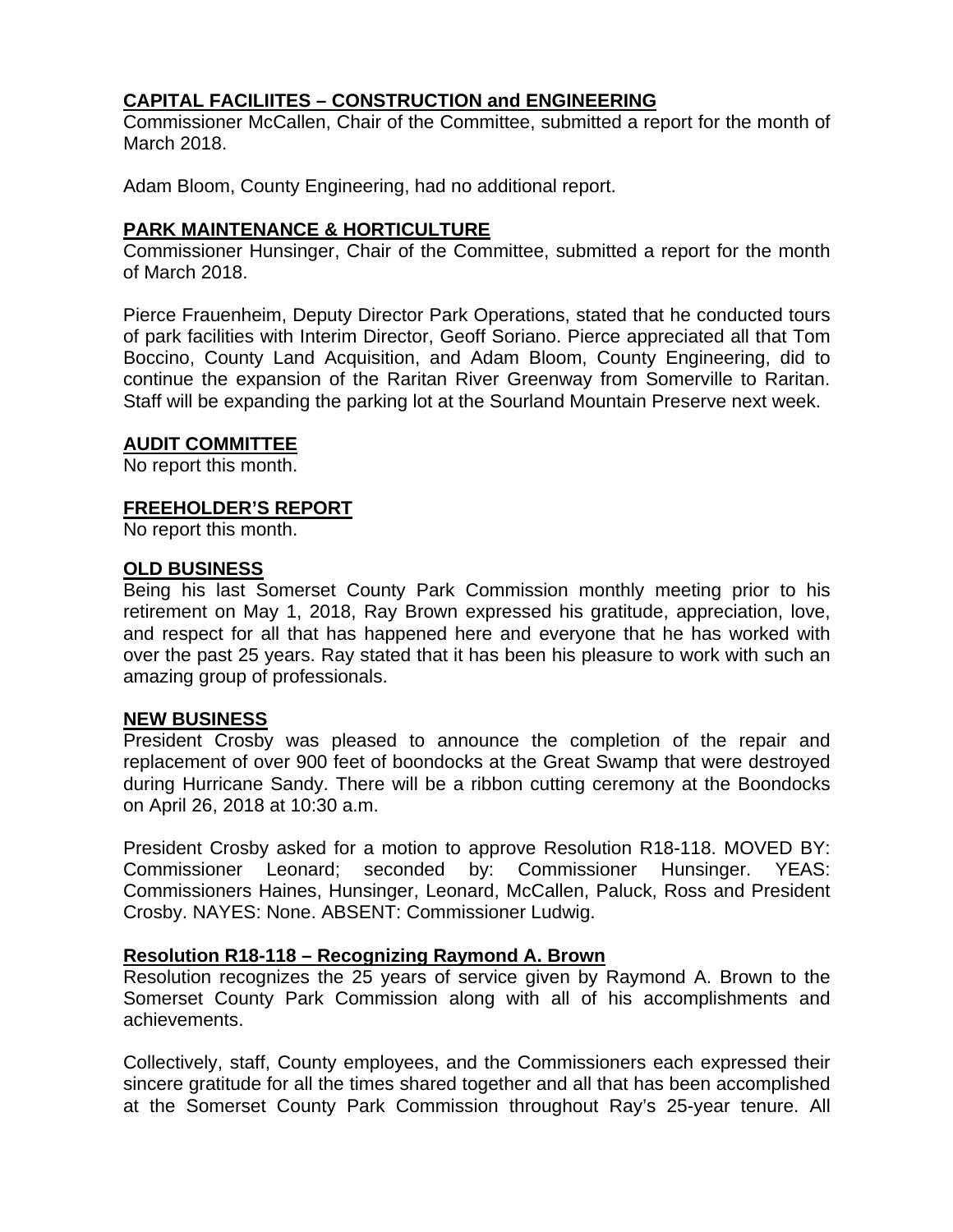**CAPITAL FACILIITES – CONSTRUCTION and ENGINEERING**
Commissioner McCallen, Chair of the Committee, submitted a report for the month of March 2018.

Adam Bloom, County Engineering, had no additional report.

**PARK MAINTENANCE & HORTICULTURE**
Commissioner Hunsinger, Chair of the Committee, submitted a report for the month of March 2018.

Pierce Frauenheim, Deputy Director Park Operations, stated that he conducted tours of park facilities with Interim Director, Geoff Soriano. Pierce appreciated all that Tom Boccino, County Land Acquisition, and Adam Bloom, County Engineering, did to continue the expansion of the Raritan River Greenway from Somerville to Raritan. Staff will be expanding the parking lot at the Sourland Mountain Preserve next week.

**AUDIT COMMITTEE**
No report this month.

**FREEHOLDER'S REPORT**
No report this month.

**OLD BUSINESS**
Being his last Somerset County Park Commission monthly meeting prior to his retirement on May 1, 2018, Ray Brown expressed his gratitude, appreciation, love, and respect for all that has happened here and everyone that he has worked with over the past 25 years. Ray stated that it has been his pleasure to work with such an amazing group of professionals.

**NEW BUSINESS**
President Crosby was pleased to announce the completion of the repair and replacement of over 900 feet of boondocks at the Great Swamp that were destroyed during Hurricane Sandy. There will be a ribbon cutting ceremony at the Boondocks on April 26, 2018 at 10:30 a.m.

President Crosby asked for a motion to approve Resolution R18-118. MOVED BY: Commissioner Leonard; seconded by: Commissioner Hunsinger. YEAS: Commissioners Haines, Hunsinger, Leonard, McCallen, Paluck, Ross and President Crosby. NAYES: None. ABSENT: Commissioner Ludwig.

**Resolution R18-118 – Recognizing Raymond A. Brown**
Resolution recognizes the 25 years of service given by Raymond A. Brown to the Somerset County Park Commission along with all of his accomplishments and achievements.

Collectively, staff, County employees, and the Commissioners each expressed their sincere gratitude for all the times shared together and all that has been accomplished at the Somerset County Park Commission throughout Ray's 25-year tenure. All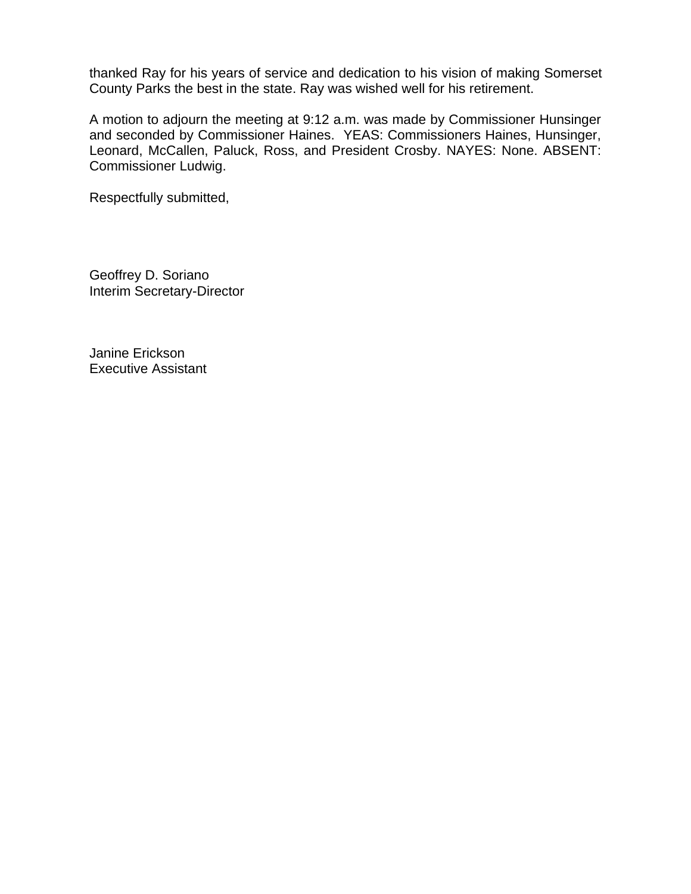thanked Ray for his years of service and dedication to his vision of making Somerset County Parks the best in the state. Ray was wished well for his retirement.

A motion to adjourn the meeting at 9:12 a.m. was made by Commissioner Hunsinger and seconded by Commissioner Haines. YEAS: Commissioners Haines, Hunsinger, Leonard, McCallen, Paluck, Ross, and President Crosby. NAYES: None. ABSENT: Commissioner Ludwig.

Respectfully submitted,

Geoffrey D. Soriano
Interim Secretary-Director

Janine Erickson
Executive Assistant